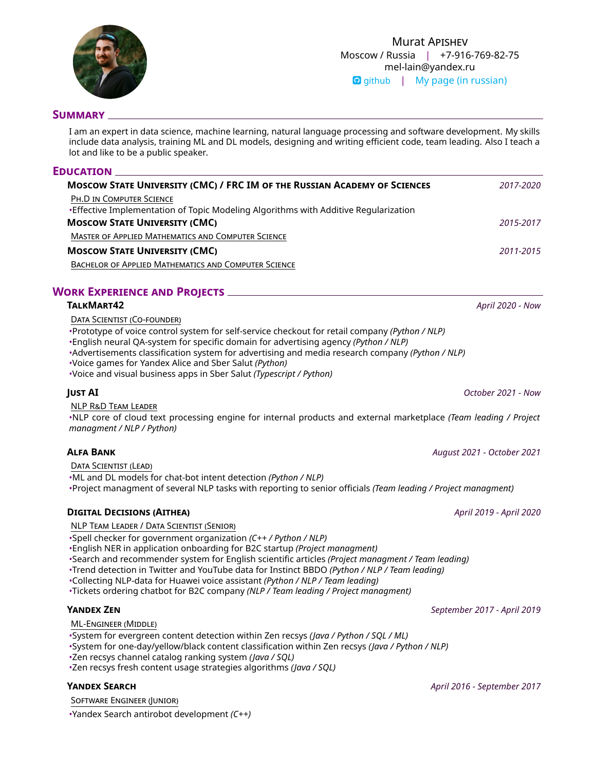# Murat Apishev

Moscow / Russia | +7-916-769-82-75
mel-lain@yandex.ru
github | My page (in russian)

## Summary

I am an expert in data science, machine learning, natural language processing and software development. My skills include data analysis, training ML and DL models, designing and writing efficient code, team leading. Also I teach a lot and like to be a public speaker.

## Education

**Moscow State University (CMC) / FRC IM of the Russian Academy of Sciences** *2017-2020*

Ph.D in Computer Science

- Effective Implementation of Topic Modeling Algorithms with Additive Regularization

**Moscow State University (CMC)** *2015-2017*

Master of Applied Mathematics and Computer Science

**Moscow State University (CMC)** *2011-2015*

Bachelor of Applied Mathematics and Computer Science

## Work Experience and Projects

### TalkMart42 *April 2020 - Now*

Data Scientist (Co-founder)

- Prototype of voice control system for self-service checkout for retail company *(Python / NLP)*
- English neural QA-system for specific domain for advertising agency *(Python / NLP)*
- Advertisements classification system for advertising and media research company *(Python / NLP)*
- Voice games for Yandex Alice and Sber Salut *(Python)*
- Voice and visual business apps in Sber Salut *(Typescript / Python)*

### Just AI *October 2021 - Now*

NLP R&D Team Leader

- NLP core of cloud text processing engine for internal products and external marketplace *(Team leading / Project managment / NLP / Python)*

### Alfa Bank *August 2021 - October 2021*

Data Scientist (Lead)

- ML and DL models for chat-bot intent detection *(Python / NLP)*
- Project managment of several NLP tasks with reporting to senior officials *(Team leading / Project managment)*

### Digital Decisions (Aithea) *April 2019 - April 2020*

NLP Team Leader / Data Scientist (Senior)

- Spell checker for government organization *(C++ / Python / NLP)*
- English NER in application onboarding for B2C startup *(Project managment)*
- Search and recommender system for English scientific articles *(Project managment / Team leading)*
- Trend detection in Twitter and YouTube data for Instinct BBDO *(Python / NLP / Team leading)*
- Collecting NLP-data for Huawei voice assistant *(Python / NLP / Team leading)*
- Tickets ordering chatbot for B2C company *(NLP / Team leading / Project managment)*

### Yandex Zen *September 2017 - April 2019*

ML-Engineer (Middle)

- System for evergreen content detection within Zen recsys *(Java / Python / SQL / ML)*
- System for one-day/yellow/black content classification within Zen recsys *(Java / Python / NLP)*
- Zen recsys channel catalog ranking system *(Java / SQL)*
- Zen recsys fresh content usage strategies algorithms *(Java / SQL)*

### Yandex Search *April 2016 - September 2017*

Software Engineer (Junior)

- Yandex Search antirobot development *(C++)*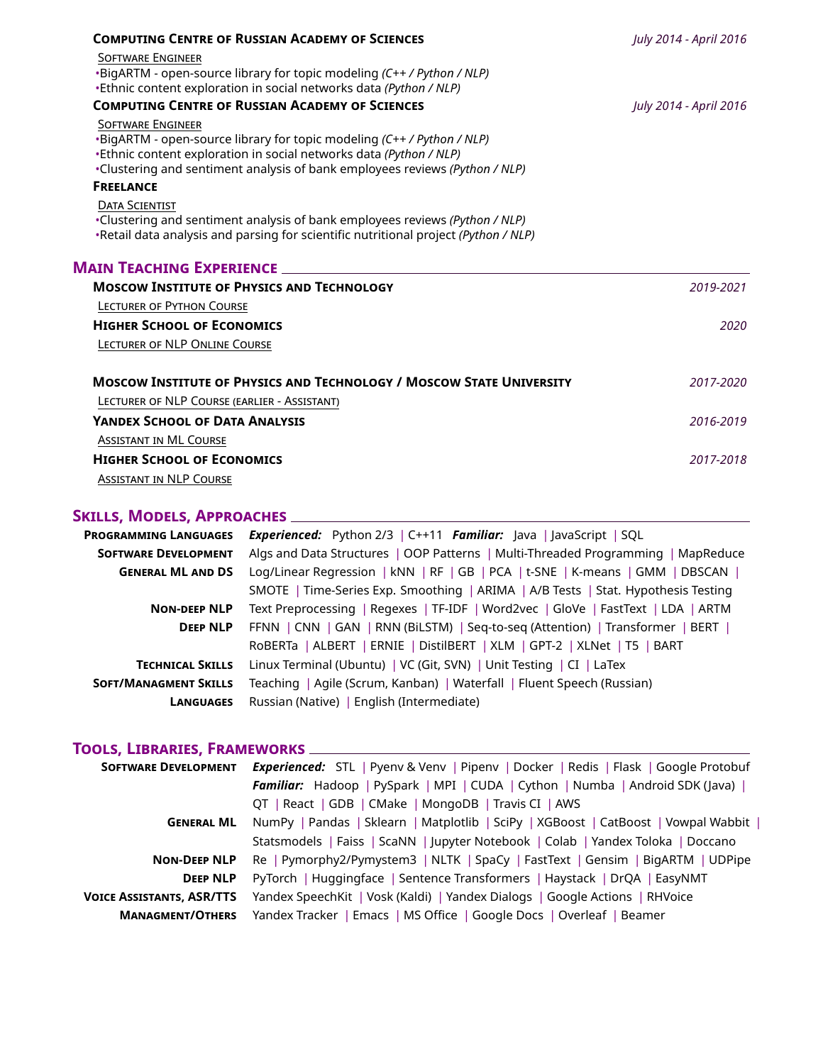**Computing Centre of Russian Academy of Sciences** *July 2014 - April 2016*

Software Engineer

- BigARTM - open-source library for topic modeling *(C++ / Python / NLP)*
- Ethnic content exploration in social networks data *(Python / NLP)*

**Computing Centre of Russian Academy of Sciences** *July 2014 - April 2016*

Software Engineer

- BigARTM - open-source library for topic modeling *(C++ / Python / NLP)*
- Ethnic content exploration in social networks data *(Python / NLP)*
- Clustering and sentiment analysis of bank employees reviews *(Python / NLP)*

**Freelance**

Data Scientist

- Clustering and sentiment analysis of bank employees reviews *(Python / NLP)*
- Retail data analysis and parsing for scientific nutritional project *(Python / NLP)*

## Main Teaching Experience

**Moscow Institute of Physics and Technology** *2019-2021*

Lecturer of Python Course

**Higher School of Economics** *2020*

Lecturer of NLP Online Course

**Moscow Institute of Physics and Technology / Moscow State University** *2017-2020*

Lecturer of NLP Course (earlier - Assistant)

**Yandex School of Data Analysis** *2016-2019*

Assistant in ML Course

**Higher School of Economics** *2017-2018*

Assistant in NLP Course

## Skills, Models, Approaches

| | |
|---|---|
| **Programming Languages** | ***Experienced:*** Python 2/3 \| C++11 ***Familiar:*** Java \| JavaScript \| SQL |
| **Software Development** | Algs and Data Structures \| OOP Patterns \| Multi-Threaded Programming \| MapReduce |
| **General ML and DS** | Log/Linear Regression \| kNN \| RF \| GB \| PCA \| t-SNE \| K-means \| GMM \| DBSCAN \| SMOTE \| Time-Series Exp. Smoothing \| ARIMA \| A/B Tests \| Stat. Hypothesis Testing |
| **Non-deep NLP** | Text Preprocessing \| Regexes \| TF-IDF \| Word2vec \| GloVe \| FastText \| LDA \| ARTM |
| **Deep NLP** | FFNN \| CNN \| GAN \| RNN (BiLSTM) \| Seq-to-seq (Attention) \| Transformer \| BERT \| RoBERTa \| ALBERT \| ERNIE \| DistilBERT \| XLM \| GPT-2 \| XLNet \| T5 \| BART |
| **Technical Skills** | Linux Terminal (Ubuntu) \| VC (Git, SVN) \| Unit Testing \| CI \| LaTex |
| **Soft/Managment Skills** | Teaching \| Agile (Scrum, Kanban) \| Waterfall \| Fluent Speech (Russian) |
| **Languages** | Russian (Native) \| English (Intermediate) |

## Tools, Libraries, Frameworks

| | |
|---|---|
| **Software Development** | ***Experienced:*** STL \| Pyenv & Venv \| Pipenv \| Docker \| Redis \| Flask \| Google Protobuf ***Familiar:*** Hadoop \| PySpark \| MPI \| CUDA \| Cython \| Numba \| Android SDK (Java) \| QT \| React \| GDB \| CMake \| MongoDB \| Travis CI \| AWS |
| **General ML** | NumPy \| Pandas \| Sklearn \| Matplotlib \| SciPy \| XGBoost \| CatBoost \| Vowpal Wabbit \| Statsmodels \| Faiss \| ScaNN \| Jupyter Notebook \| Colab \| Yandex Toloka \| Doccano |
| **Non-Deep NLP** | Re \| Pymorphy2/Pymystem3 \| NLTK \| SpaCy \| FastText \| Gensim \| BigARTM \| UDPipe |
| **Deep NLP** | PyTorch \| Huggingface \| Sentence Transformers \| Haystack \| DrQA \| EasyNMT |
| **Voice Assistants, ASR/TTS** | Yandex SpeechKit \| Vosk (Kaldi) \| Yandex Dialogs \| Google Actions \| RHVoice |
| **Managment/Others** | Yandex Tracker \| Emacs \| MS Office \| Google Docs \| Overleaf \| Beamer |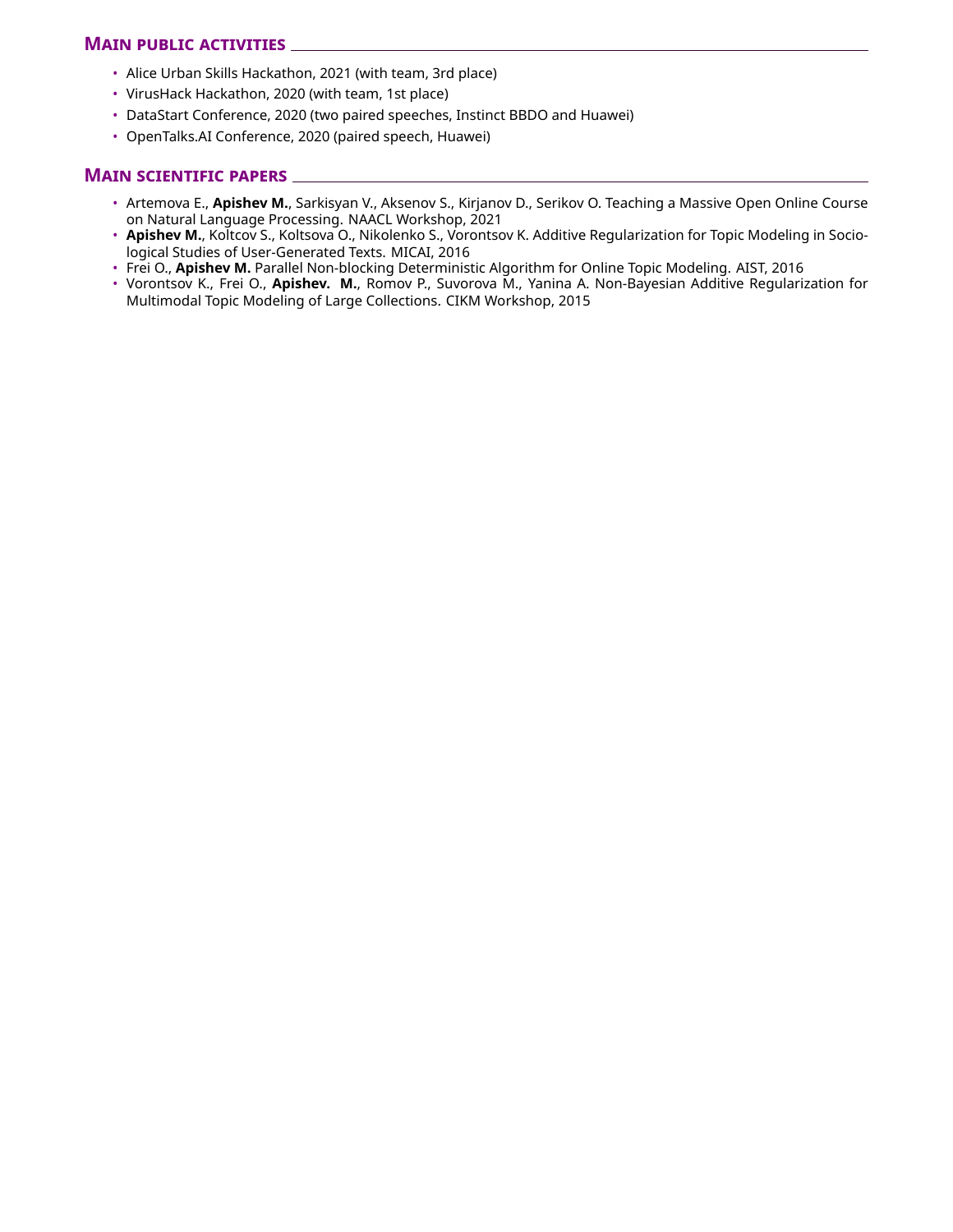## Main public activities

- Alice Urban Skills Hackathon, 2021 (with team, 3rd place)
- VirusHack Hackathon, 2020 (with team, 1st place)
- DataStart Conference, 2020 (two paired speeches, Instinct BBDO and Huawei)
- OpenTalks.AI Conference, 2020 (paired speech, Huawei)

## Main scientific papers

- Artemova E., **Apishev M.**, Sarkisyan V., Aksenov S., Kirjanov D., Serikov O. Teaching a Massive Open Online Course on Natural Language Processing. NAACL Workshop, 2021
- **Apishev M.**, Koltcov S., Koltsova O., Nikolenko S., Vorontsov K. Additive Regularization for Topic Modeling in Sociological Studies of User-Generated Texts. MICAI, 2016
- Frei O., **Apishev M.** Parallel Non-blocking Deterministic Algorithm for Online Topic Modeling. AIST, 2016
- Vorontsov K., Frei O., **Apishev. M.**, Romov P., Suvorova M., Yanina A. Non-Bayesian Additive Regularization for Multimodal Topic Modeling of Large Collections. CIKM Workshop, 2015